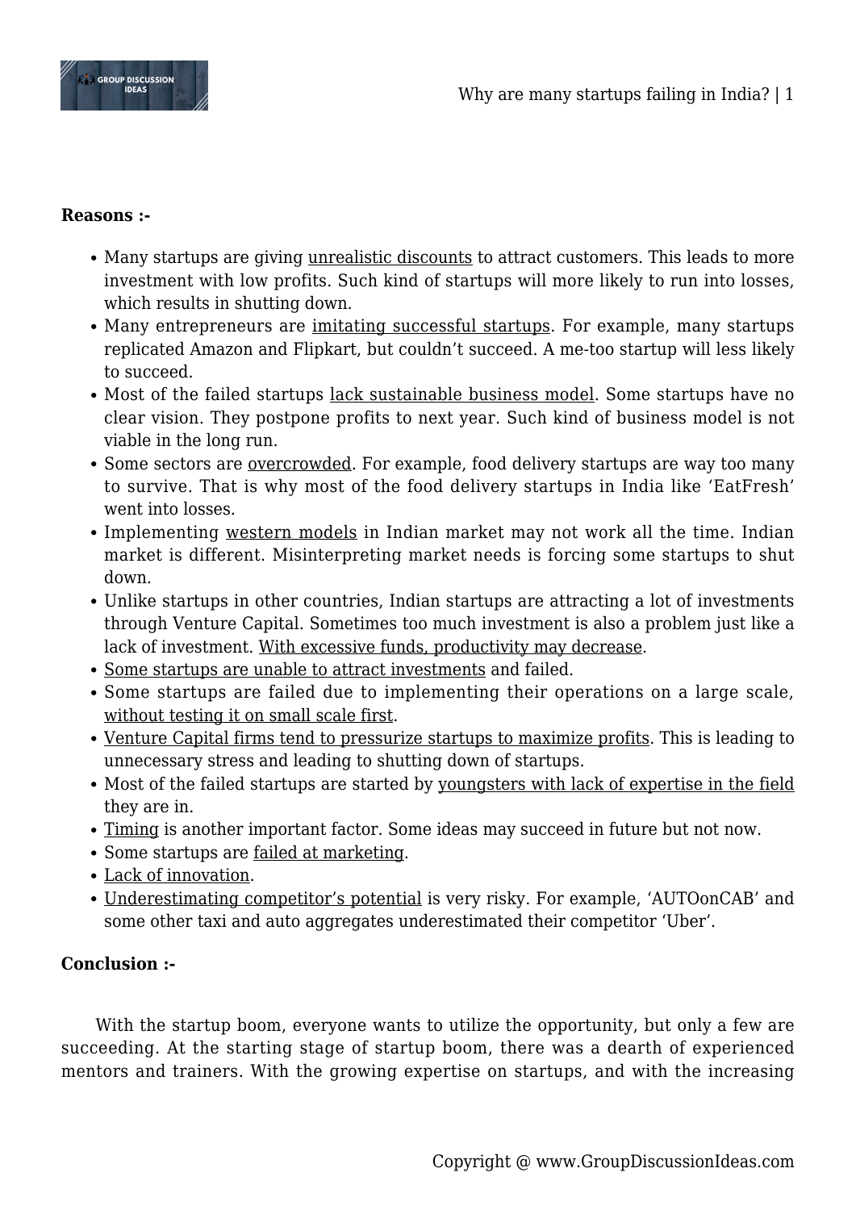**Reasons :-**

- Many startups are giving unrealistic discounts to attract customers. This leads to more investment with low profits. Such kind of startups will more likely to run into losses, which results in shutting down.
- Many entrepreneurs are imitating successful startups. For example, many startups replicated Amazon and Flipkart, but couldn't succeed. A me-too startup will less likely to succeed.
- Most of the failed startups lack sustainable business model. Some startups have no clear vision. They postpone profits to next year. Such kind of business model is not viable in the long run.
- Some sectors are overcrowded. For example, food delivery startups are way too many to survive. That is why most of the food delivery startups in India like 'EatFresh' went into losses.
- Implementing western models in Indian market may not work all the time. Indian market is different. Misinterpreting market needs is forcing some startups to shut down.
- Unlike startups in other countries, Indian startups are attracting a lot of investments through Venture Capital. Sometimes too much investment is also a problem just like a lack of investment. With excessive funds, productivity may decrease.
- Some startups are unable to attract investments and failed.
- Some startups are failed due to implementing their operations on a large scale, without testing it on small scale first.
- Venture Capital firms tend to pressurize startups to maximize profits. This is leading to unnecessary stress and leading to shutting down of startups.
- Most of the failed startups are started by youngsters with lack of expertise in the field they are in.
- Timing is another important factor. Some ideas may succeed in future but not now.
- Some startups are failed at marketing.
- Lack of innovation.
- Underestimating competitor's potential is very risky. For example, 'AUTOonCAB' and some other taxi and auto aggregates underestimated their competitor 'Uber'.

**Conclusion :-**

With the startup boom, everyone wants to utilize the opportunity, but only a few are succeeding. At the starting stage of startup boom, there was a dearth of experienced mentors and trainers. With the growing expertise on startups, and with the increasing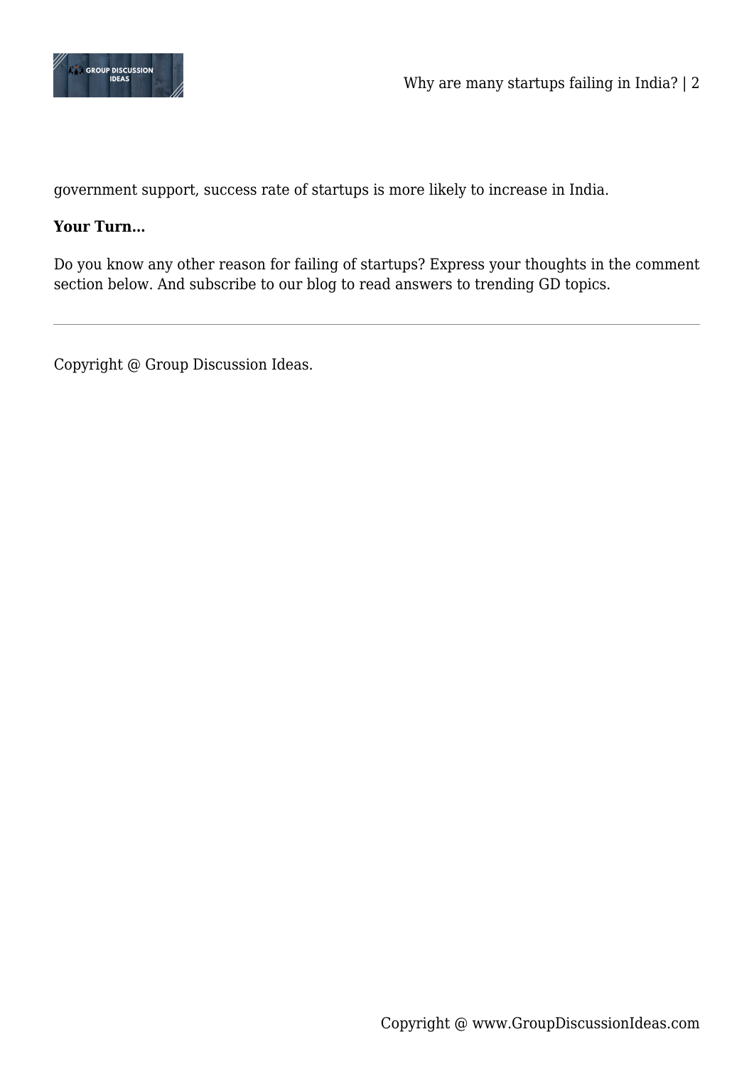government support, success rate of startups is more likely to increase in India.

**Your Turn…**

Do you know any other reason for failing of startups? Express your thoughts in the comment section below. And subscribe to our blog to read answers to trending GD topics.

---

Copyright @ Group Discussion Ideas.